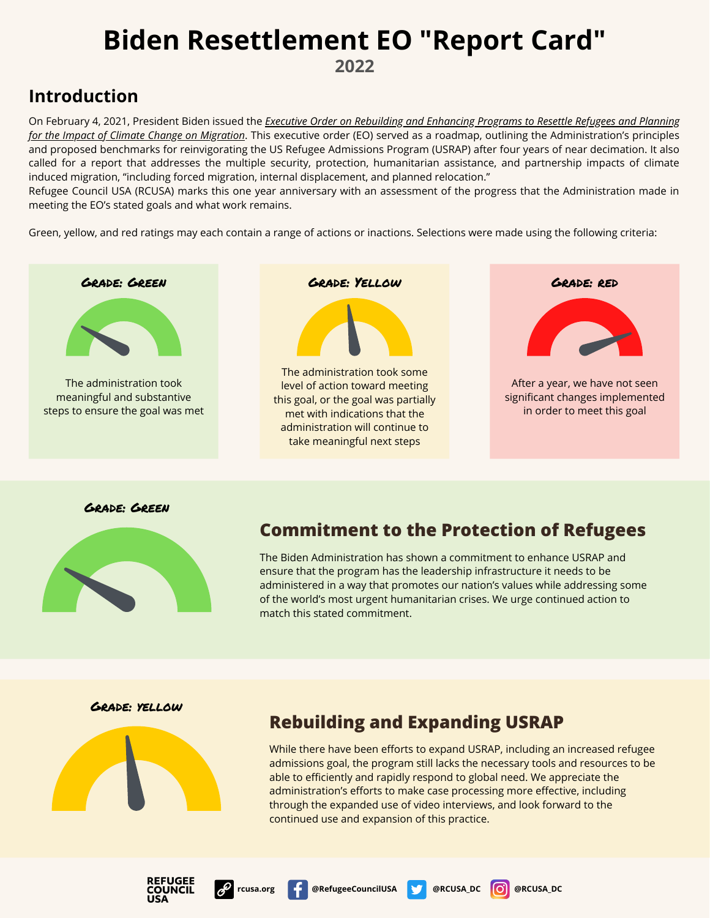# Biden Resettlement EO "Report Card"

## 2022

## Introduction

On February 4, 2021, President Biden issued the *Executive Order on Rebuilding and Enhancing Programs to Resettle Refugees and Planning for the Impact of Climate Change on Migration*. This executive order (EO) served as a roadmap, outlining the Administration's principles and proposed benchmarks for reinvigorating the US Refugee Admissions Program (USRAP) after four years of near decimation. It also called for a report that addresses the multiple security, protection, humanitarian assistance, and partnership impacts of climate induced migration, "including forced migration, internal displacement, and planned relocation."

Refugee Council USA (RCUSA) marks this one year anniversary with an assessment of the progress that the Administration made in meeting the EO's stated goals and what work remains.

Green, yellow, and red ratings may each contain a range of actions or inactions. Selections were made using the following criteria:

**Grade: Green**

The administration took meaningful and substantive steps to ensure the goal was met

**Grade: Yellow**

The administration took some level of action toward meeting this goal, or the goal was partially met with indications that the administration will continue to take meaningful next steps

**Grade: Red**

After a year, we have not seen significant changes implemented in order to meet this goal

**Grade: Green**

## Commitment to the Protection of Refugees

The Biden Administration has shown a commitment to enhance USRAP and ensure that the program has the leadership infrastructure it needs to be administered in a way that promotes our nation's values while addressing some of the world's most urgent humanitarian crises. We urge continued action to match this stated commitment.

**Grade: Yellow**

## Rebuilding and Expanding USRAP

While there have been efforts to expand USRAP, including an increased refugee admissions goal, the program still lacks the necessary tools and resources to be able to efficiently and rapidly respond to global need. We appreciate the administration's efforts to make case processing more effective, including through the expanded use of video interviews, and look forward to the continued use and expansion of this practice.

REFUGEE COUNCIL USA | rcusa.org | @RefugeeCouncilUSA | @RCUSA_DC | @RCUSA_DC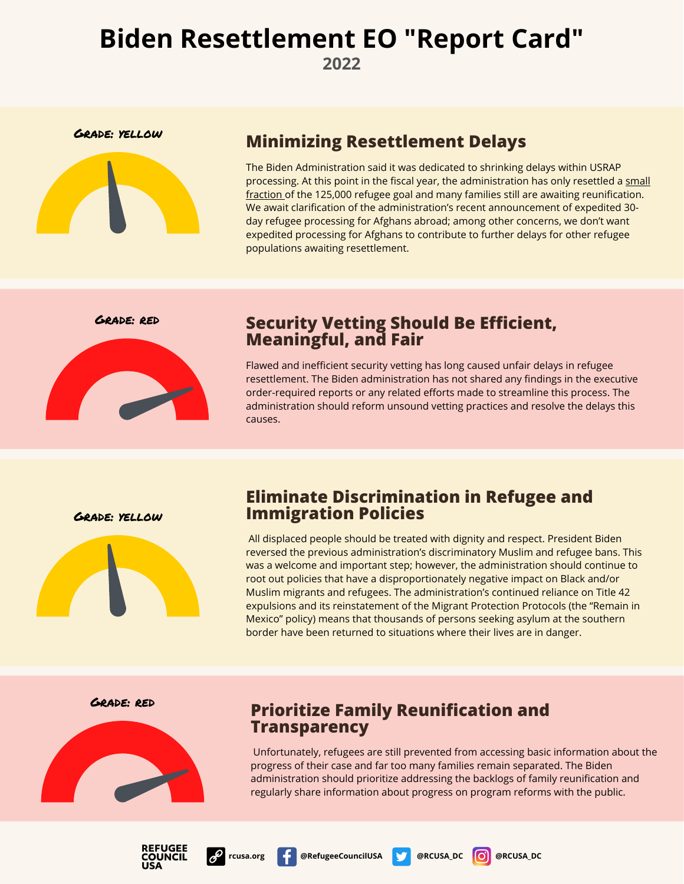# Biden Resettlement EO "Report Card"

2022

Grade: yellow

## Minimizing Resettlement Delays

The Biden Administration said it was dedicated to shrinking delays within USRAP processing. At this point in the fiscal year, the administration has only resettled a small fraction of the 125,000 refugee goal and many families still are awaiting reunification. We await clarification of the administration's recent announcement of expedited 30-day refugee processing for Afghans abroad; among other concerns, we don't want expedited processing for Afghans to contribute to further delays for other refugee populations awaiting resettlement.

Grade: red

## Security Vetting Should Be Efficient, Meaningful, and Fair

Flawed and inefficient security vetting has long caused unfair delays in refugee resettlement. The Biden administration has not shared any findings in the executive order-required reports or any related efforts made to streamline this process. The administration should reform unsound vetting practices and resolve the delays this causes.

Grade: yellow

## Eliminate Discrimination in Refugee and Immigration Policies

All displaced people should be treated with dignity and respect. President Biden reversed the previous administration's discriminatory Muslim and refugee bans. This was a welcome and important step; however, the administration should continue to root out policies that have a disproportionately negative impact on Black and/or Muslim migrants and refugees. The administration's continued reliance on Title 42 expulsions and its reinstatement of the Migrant Protection Protocols (the "Remain in Mexico" policy) means that thousands of persons seeking asylum at the southern border have been returned to situations where their lives are in danger.

Grade: red

## Prioritize Family Reunification and Transparency

Unfortunately, refugees are still prevented from accessing basic information about the progress of their case and far too many families remain separated. The Biden administration should prioritize addressing the backlogs of family reunification and regularly share information about progress on program reforms with the public.

REFUGEE COUNCIL USA | rcusa.org | @RefugeeCouncilUSA | @RCUSA_DC | @RCUSA_DC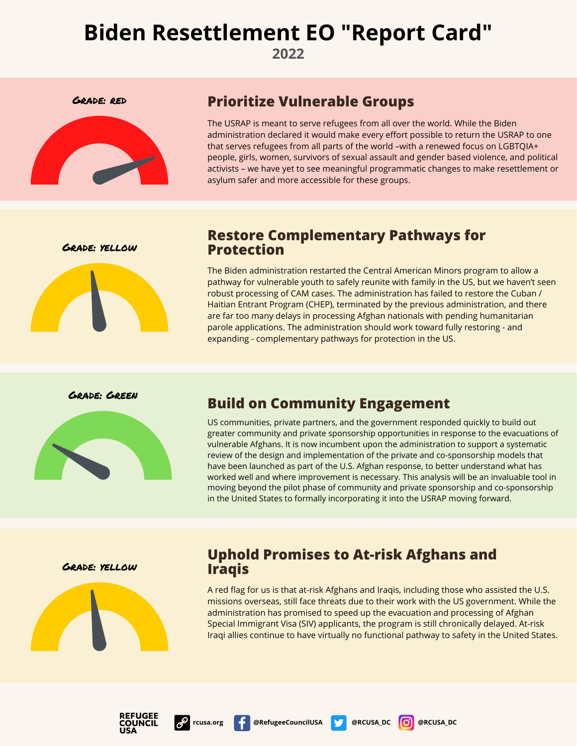# Biden Resettlement EO "Report Card"

## 2022

Grade: red

### Prioritize Vulnerable Groups

The USRAP is meant to serve refugees from all over the world. While the Biden administration declared it would make every effort possible to return the USRAP to one that serves refugees from all parts of the world –with a renewed focus on LGBTQIA+ people, girls, women, survivors of sexual assault and gender based violence, and political activists – we have yet to see meaningful programmatic changes to make resettlement or asylum safer and more accessible for these groups.

Grade: yellow

### Restore Complementary Pathways for Protection

The Biden administration restarted the Central American Minors program to allow a pathway for vulnerable youth to safely reunite with family in the US, but we haven't seen robust processing of CAM cases. The administration has failed to restore the Cuban / Haitian Entrant Program (CHEP), terminated by the previous administration, and there are far too many delays in processing Afghan nationals with pending humanitarian parole applications. The administration should work toward fully restoring - and expanding - complementary pathways for protection in the US.

Grade: Green

### Build on Community Engagement

US communities, private partners, and the government responded quickly to build out greater community and private sponsorship opportunities in response to the evacuations of vulnerable Afghans. It is now incumbent upon the administration to support a systematic review of the design and implementation of the private and co-sponsorship models that have been launched as part of the U.S. Afghan response, to better understand what has worked well and where improvement is necessary. This analysis will be an invaluable tool in moving beyond the pilot phase of community and private sponsorship and co-sponsorship in the United States to formally incorporating it into the USRAP moving forward.

Grade: yellow

### Uphold Promises to At-risk Afghans and Iraqis

A red flag for us is that at-risk Afghans and Iraqis, including those who assisted the U.S. missions overseas, still face threats due to their work with the US government. While the administration has promised to speed up the evacuation and processing of Afghan Special Immigrant Visa (SIV) applicants, the program is still chronically delayed. At-risk Iraqi allies continue to have virtually no functional pathway to safety in the United States.

REFUGEE COUNCIL USA | rcusa.org | @RefugeeCouncilUSA | @RCUSA_DC | @RCUSA_DC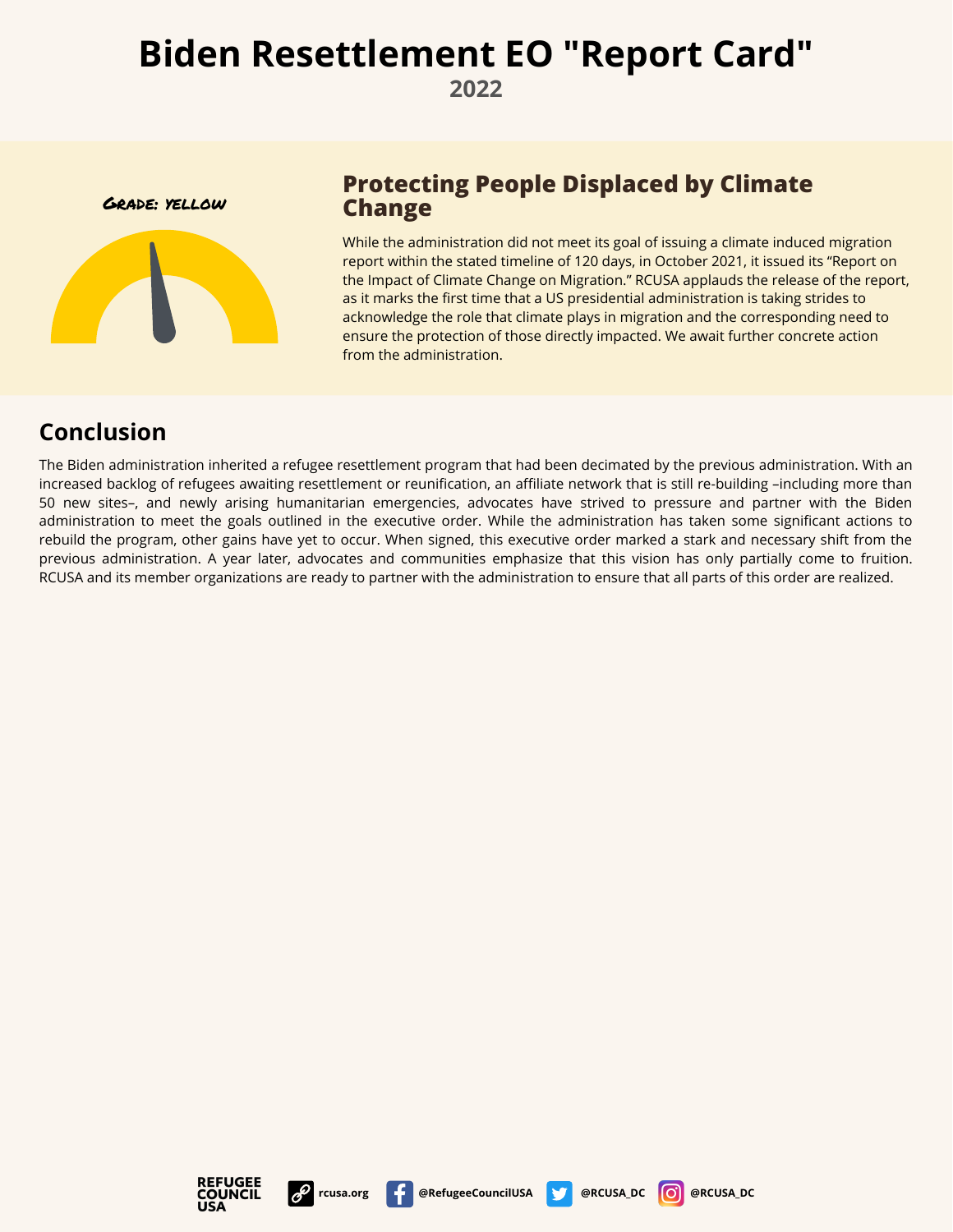# Biden Resettlement EO "Report Card"

2022

Grade: yellow

## Protecting People Displaced by Climate Change

While the administration did not meet its goal of issuing a climate induced migration report within the stated timeline of 120 days, in October 2021, it issued its "Report on the Impact of Climate Change on Migration." RCUSA applauds the release of the report, as it marks the first time that a US presidential administration is taking strides to acknowledge the role that climate plays in migration and the corresponding need to ensure the protection of those directly impacted. We await further concrete action from the administration.

## Conclusion

The Biden administration inherited a refugee resettlement program that had been decimated by the previous administration. With an increased backlog of refugees awaiting resettlement or reunification, an affiliate network that is still re-building –including more than 50 new sites–, and newly arising humanitarian emergencies, advocates have strived to pressure and partner with the Biden administration to meet the goals outlined in the executive order. While the administration has taken some significant actions to rebuild the program, other gains have yet to occur. When signed, this executive order marked a stark and necessary shift from the previous administration. A year later, advocates and communities emphasize that this vision has only partially come to fruition. RCUSA and its member organizations are ready to partner with the administration to ensure that all parts of this order are realized.

REFUGEE COUNCIL USA

rcusa.org

@RefugeeCouncilUSA

@RCUSA_DC

@RCUSA_DC